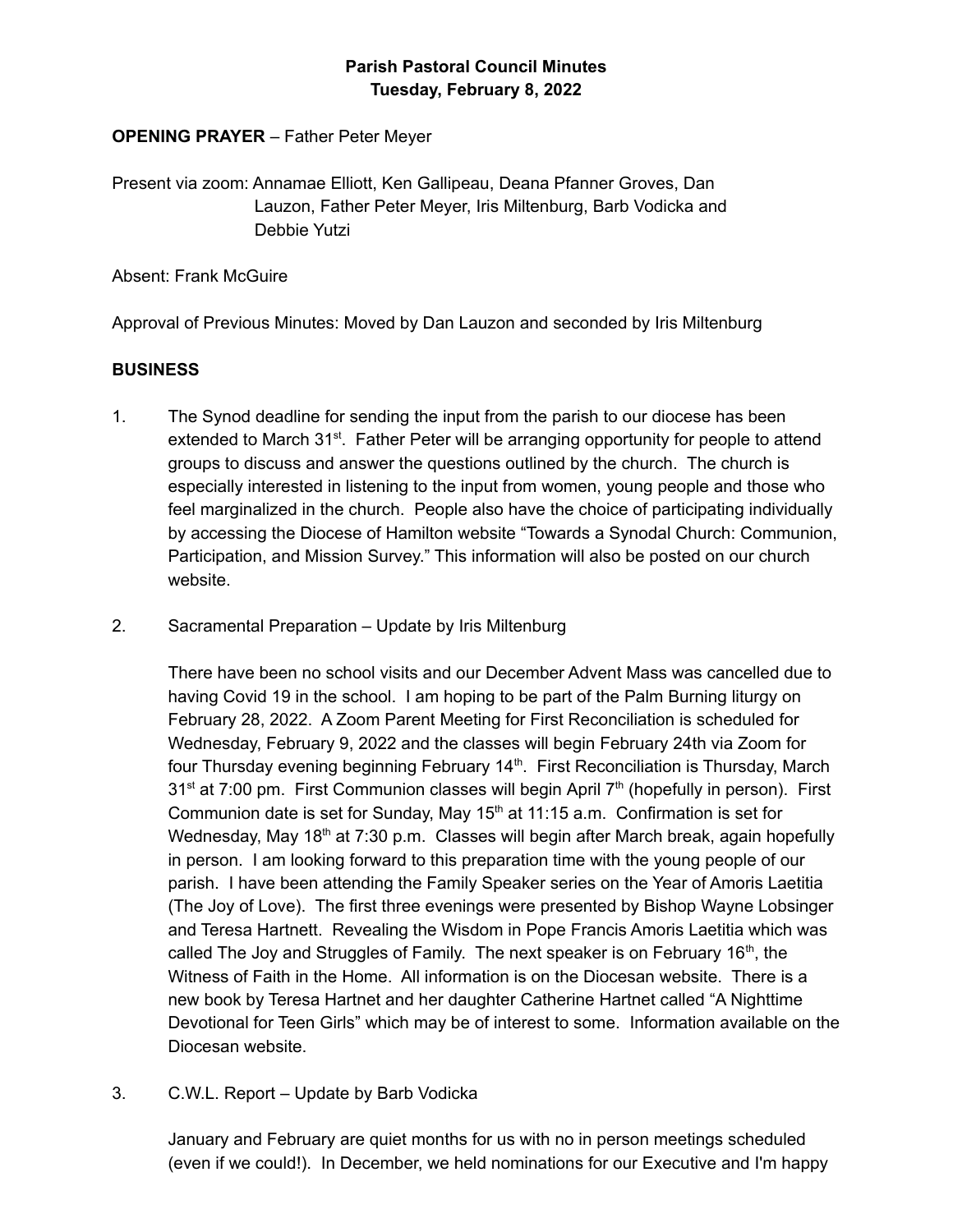**Parish Pastoral Council Minutes**
**Tuesday, February 8, 2022**

**OPENING PRAYER** – Father Peter Meyer

Present via zoom: Annamae Elliott, Ken Gallipeau, Deana Pfanner Groves, Dan Lauzon, Father Peter Meyer, Iris Miltenburg, Barb Vodicka and Debbie Yutzi

Absent: Frank McGuire

Approval of Previous Minutes: Moved by Dan Lauzon and seconded by Iris Miltenburg

**BUSINESS**

1. The Synod deadline for sending the input from the parish to our diocese has been extended to March 31st. Father Peter will be arranging opportunity for people to attend groups to discuss and answer the questions outlined by the church. The church is especially interested in listening to the input from women, young people and those who feel marginalized in the church. People also have the choice of participating individually by accessing the Diocese of Hamilton website "Towards a Synodal Church: Communion, Participation, and Mission Survey." This information will also be posted on our church website.

2. Sacramental Preparation – Update by Iris Miltenburg

   There have been no school visits and our December Advent Mass was cancelled due to having Covid 19 in the school. I am hoping to be part of the Palm Burning liturgy on February 28, 2022. A Zoom Parent Meeting for First Reconciliation is scheduled for Wednesday, February 9, 2022 and the classes will begin February 24th via Zoom for four Thursday evening beginning February 14th. First Reconciliation is Thursday, March 31st at 7:00 pm. First Communion classes will begin April 7th (hopefully in person). First Communion date is set for Sunday, May 15th at 11:15 a.m. Confirmation is set for Wednesday, May 18th at 7:30 p.m. Classes will begin after March break, again hopefully in person. I am looking forward to this preparation time with the young people of our parish. I have been attending the Family Speaker series on the Year of Amoris Laetitia (The Joy of Love). The first three evenings were presented by Bishop Wayne Lobsinger and Teresa Hartnett. Revealing the Wisdom in Pope Francis Amoris Laetitia which was called The Joy and Struggles of Family. The next speaker is on February 16th, the Witness of Faith in the Home. All information is on the Diocesan website. There is a new book by Teresa Hartnet and her daughter Catherine Hartnet called "A Nighttime Devotional for Teen Girls" which may be of interest to some. Information available on the Diocesan website.

3. C.W.L. Report – Update by Barb Vodicka

   January and February are quiet months for us with no in person meetings scheduled (even if we could!). In December, we held nominations for our Executive and I'm happy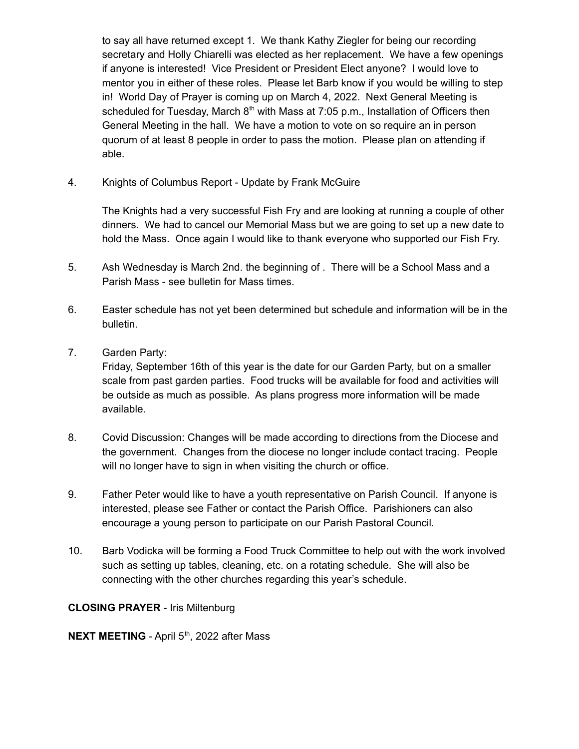to say all have returned except 1. We thank Kathy Ziegler for being our recording secretary and Holly Chiarelli was elected as her replacement. We have a few openings if anyone is interested! Vice President or President Elect anyone? I would love to mentor you in either of these roles. Please let Barb know if you would be willing to step in! World Day of Prayer is coming up on March 4, 2022. Next General Meeting is scheduled for Tuesday, March 8th with Mass at 7:05 p.m., Installation of Officers then General Meeting in the hall. We have a motion to vote on so require an in person quorum of at least 8 people in order to pass the motion. Please plan on attending if able.

4. Knights of Columbus Report - Update by Frank McGuire

   The Knights had a very successful Fish Fry and are looking at running a couple of other dinners. We had to cancel our Memorial Mass but we are going to set up a new date to hold the Mass. Once again I would like to thank everyone who supported our Fish Fry.

5. Ash Wednesday is March 2nd. the beginning of . There will be a School Mass and a Parish Mass - see bulletin for Mass times.

6. Easter schedule has not yet been determined but schedule and information will be in the bulletin.

7. Garden Party:
   Friday, September 16th of this year is the date for our Garden Party, but on a smaller scale from past garden parties. Food trucks will be available for food and activities will be outside as much as possible. As plans progress more information will be made available.

8. Covid Discussion: Changes will be made according to directions from the Diocese and the government. Changes from the diocese no longer include contact tracing. People will no longer have to sign in when visiting the church or office.

9. Father Peter would like to have a youth representative on Parish Council. If anyone is interested, please see Father or contact the Parish Office. Parishioners can also encourage a young person to participate on our Parish Pastoral Council.

10. Barb Vodicka will be forming a Food Truck Committee to help out with the work involved such as setting up tables, cleaning, etc. on a rotating schedule. She will also be connecting with the other churches regarding this year's schedule.

**CLOSING PRAYER** - Iris Miltenburg

**NEXT MEETING** - April 5th, 2022 after Mass